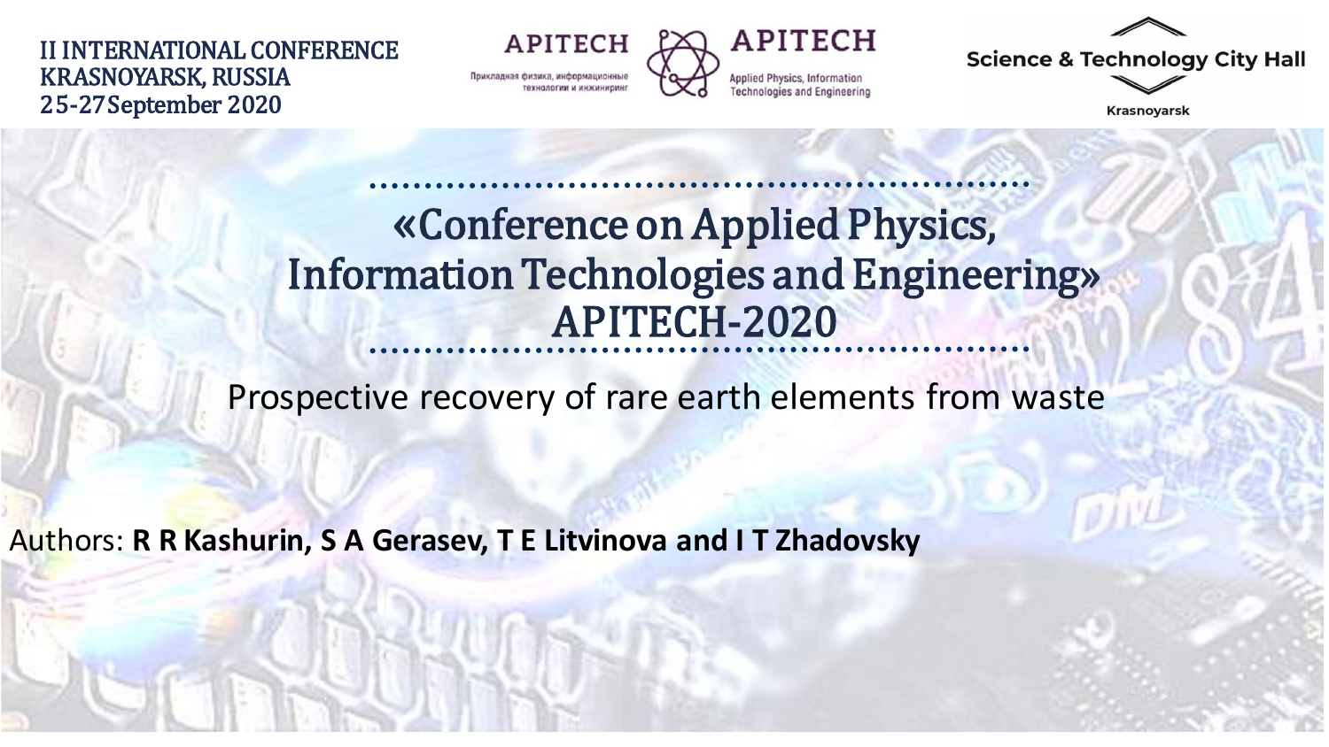II INTERNATIONAL CONFERENCE
KRASNOYARSK, RUSSIA
25-27 September 2020

APITECH
Прикладная физика, информационные технологии и инжиниринг

APITECH
Applied Physics, Information Technologies and Engineering

Science & Technology City Hall
Krasnoyarsk

# «Conference on Applied Physics, Information Technologies and Engineering» APITECH-2020

## Prospective recovery of rare earth elements from waste

Authors: **R R Kashurin, S A Gerasev, T E Litvinova and I T Zhadovsky**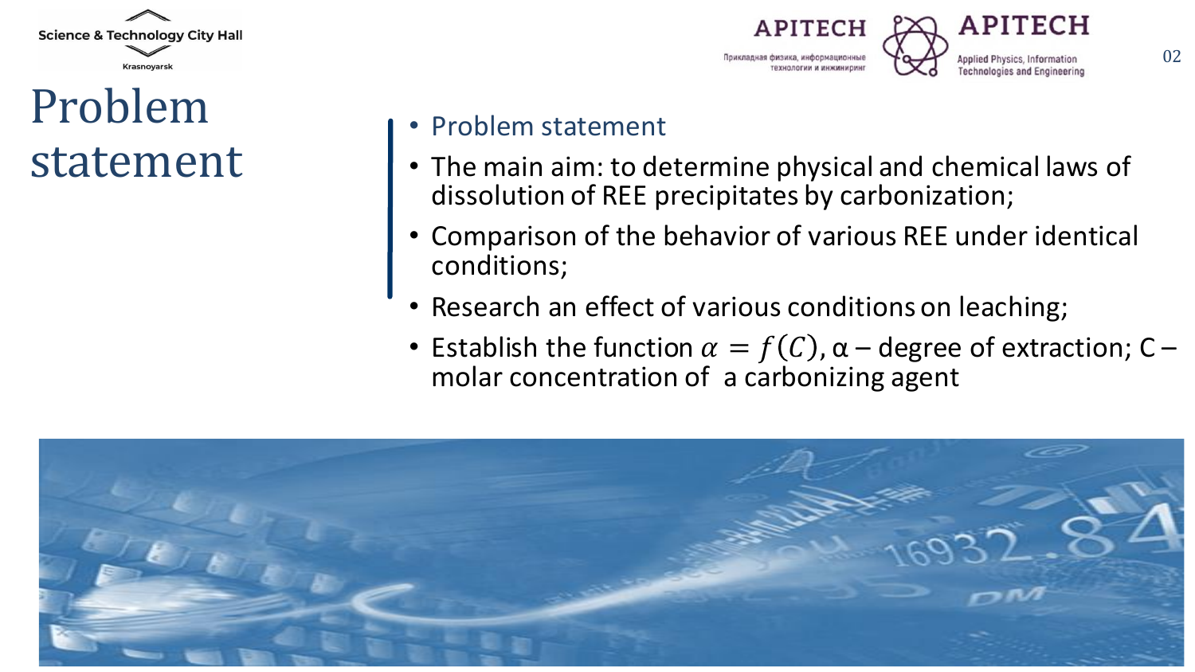# Problem statement

- Problem statement
- The main aim: to determine physical and chemical laws of dissolution of REE precipitates by carbonization;
- Comparison of the behavior of various REE under identical conditions;
- Research an effect of various conditions on leaching;
- Establish the function $\alpha = f(C)$, α – degree of extraction; C – molar concentration of a carbonizing agent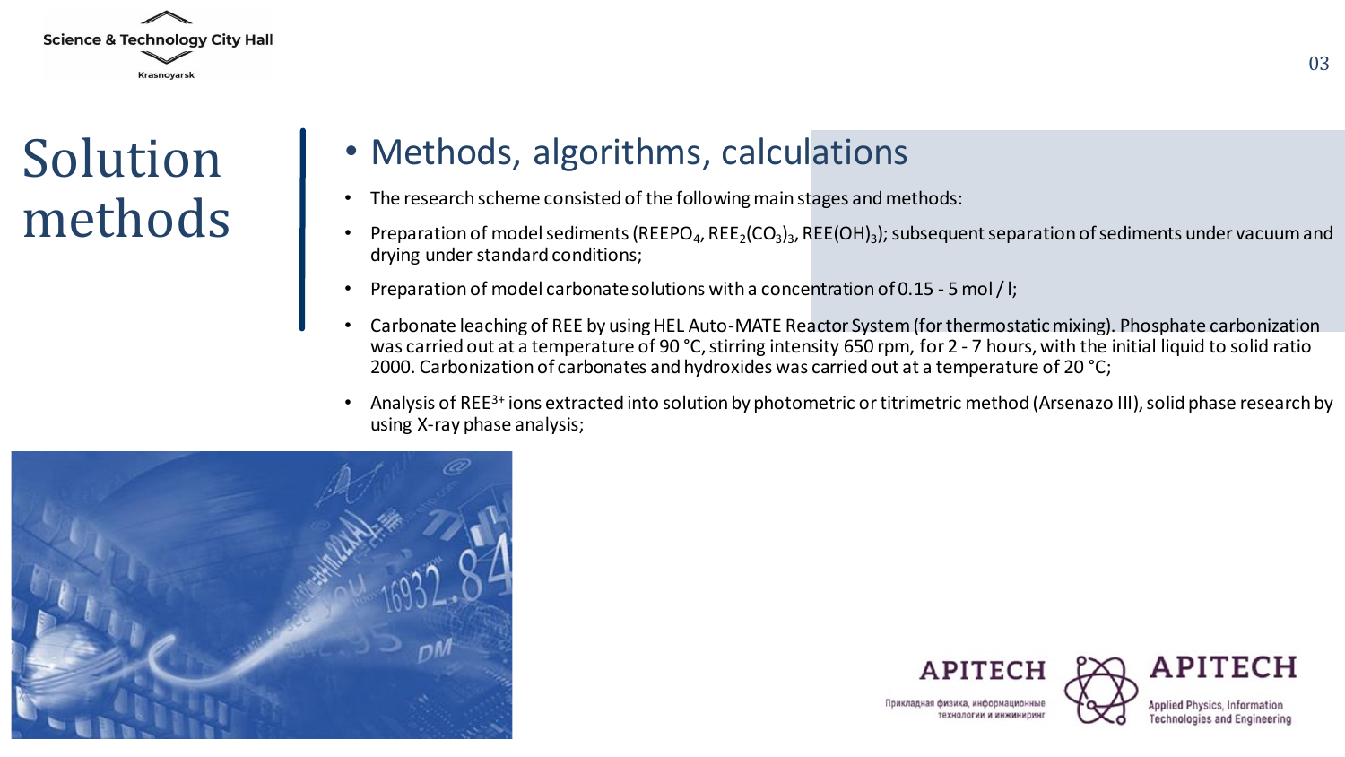# Solution methods

## Methods, algorithms, calculations

- The research scheme consisted of the following main stages and methods:
- Preparation of model sediments ($REEPO_4$, $REE_2(CO_3)_3$, $REE(OH)_3$); subsequent separation of sediments under vacuum and drying under standard conditions;
- Preparation of model carbonate solutions with a concentration of 0.15 - 5 mol / l;
- Carbonate leaching of REE by using HEL Auto-MATE Reactor System (for thermostatic mixing). Phosphate carbonization was carried out at a temperature of 90 °C, stirring intensity 650 rpm, for 2 - 7 hours, with the initial liquid to solid ratio 2000. Carbonization of carbonates and hydroxides was carried out at a temperature of 20 °C;
- Analysis of $REE^{3+}$ ions extracted into solution by photometric or titrimetric method (Arsenazo III), solid phase research by using X-ray phase analysis;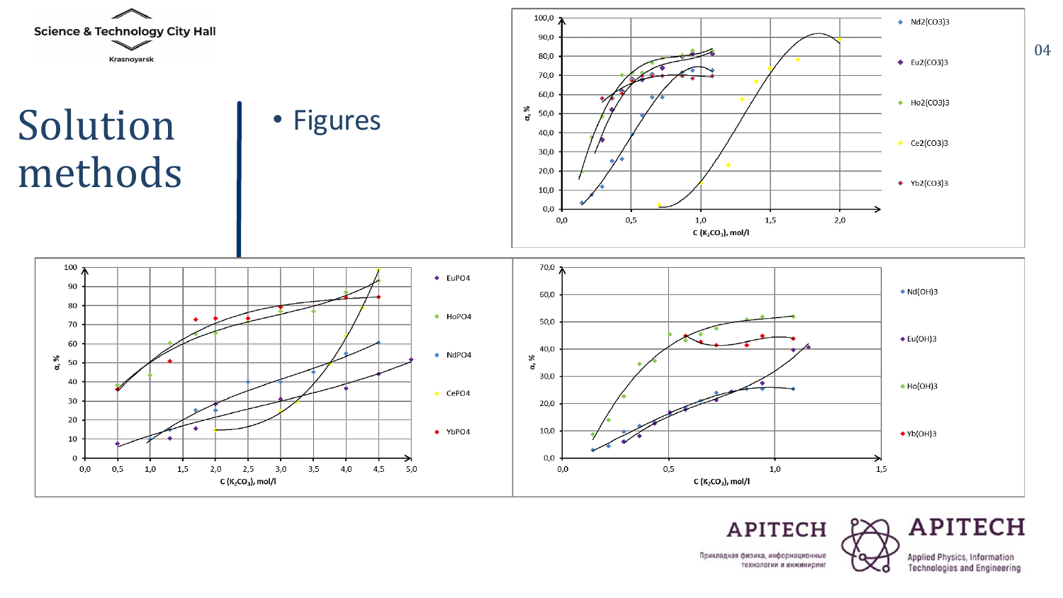# Solution methods

- Figures

Nd2(CO3)3

Eu2(CO3)3

Ho2(CO3)3

Ce2(CO3)3

Yb2(CO3)3

α, %

C ($K_2CO_3$), mol/l

EuPO4

HoPO4

NdPO4

CePO4

YbPO4

α, %

C ($K_2CO_3$), mol/l

Nd(OH)3

Eu(OH)3

Ho(OH)3

Yb(OH)3

α, %

C ($K_2CO_3$), mol/l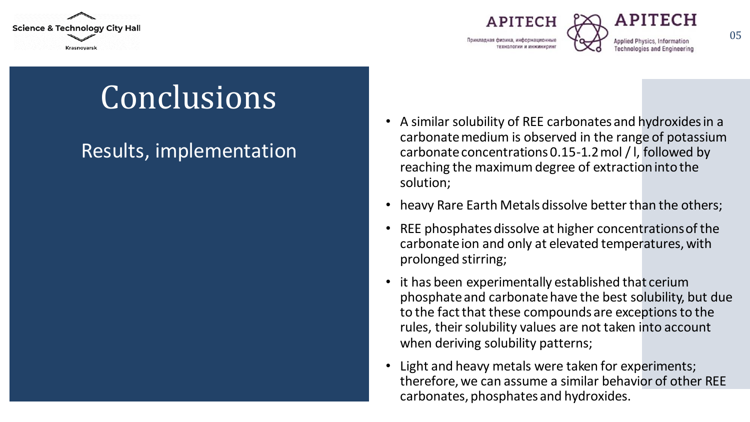# Conclusions

## Results, implementation

- A similar solubility of REE carbonates and hydroxides in a carbonate medium is observed in the range of potassium carbonate concentrations 0.15-1.2 mol / l, followed by reaching the maximum degree of extraction into the solution;
- heavy Rare Earth Metals dissolve better than the others;
- REE phosphates dissolve at higher concentrations of the carbonate ion and only at elevated temperatures, with prolonged stirring;
- it has been experimentally established that cerium phosphate and carbonate have the best solubility, but due to the fact that these compounds are exceptions to the rules, their solubility values are not taken into account when deriving solubility patterns;
- Light and heavy metals were taken for experiments; therefore, we can assume a similar behavior of other REE carbonates, phosphates and hydroxides.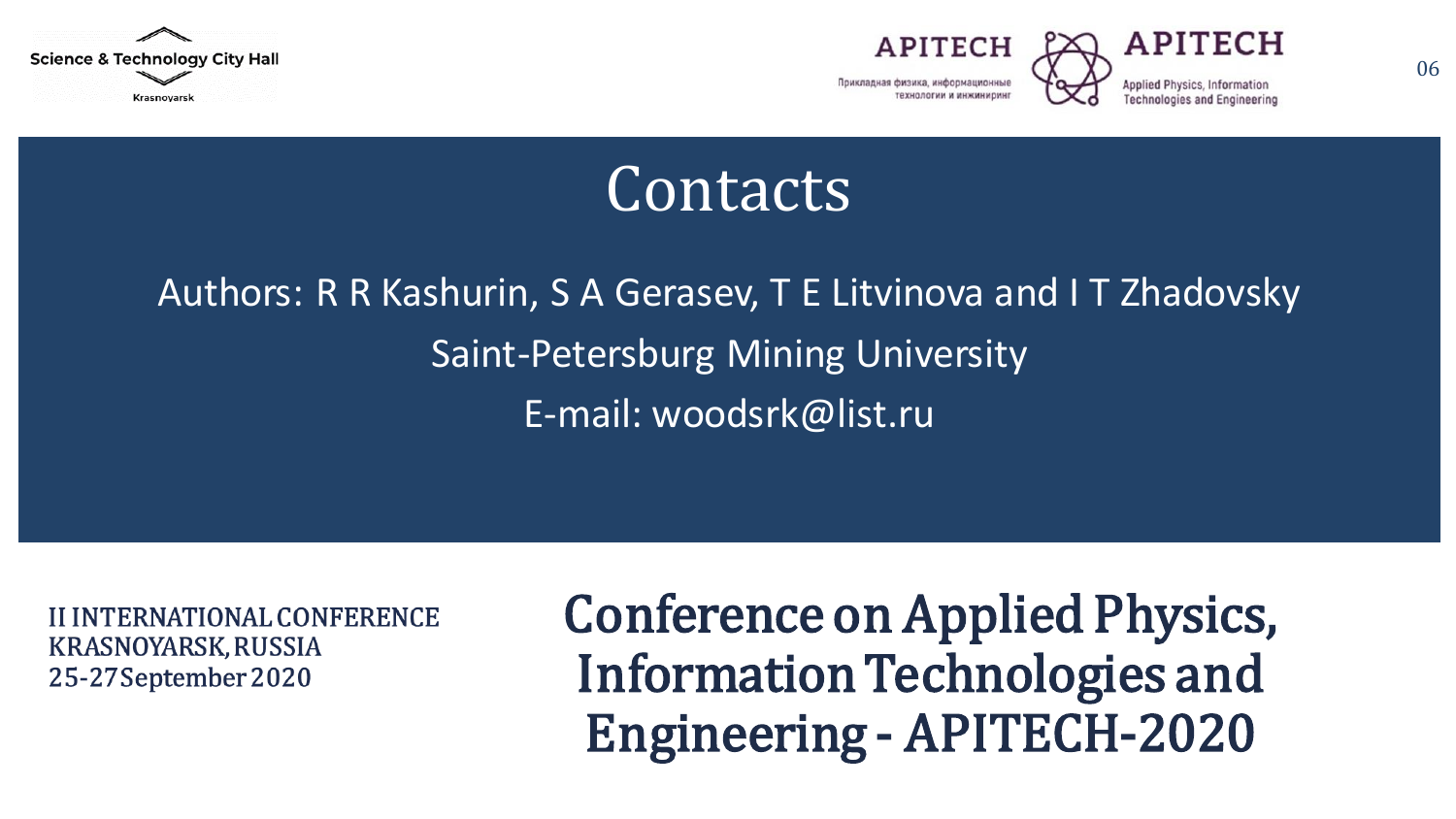# Contacts

Authors: R R Kashurin, S A Gerasev, T E Litvinova and I T Zhadovsky

Saint-Petersburg Mining University

E-mail: woodsrk@list.ru

II INTERNATIONAL CONFERENCE
KRASNOYARSK, RUSSIA
25-27 September 2020

**Conference on Applied Physics, Information Technologies and Engineering - APITECH-2020**